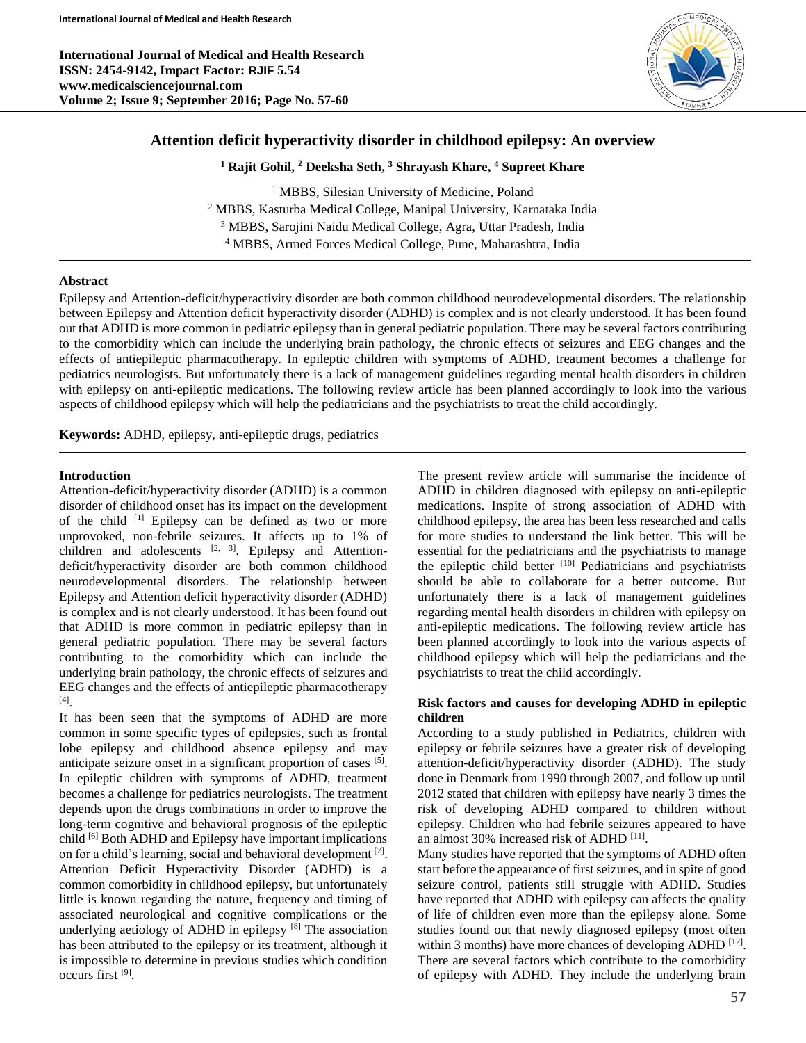International Journal of Medical and Health Research
ISSN: 2454-9142, Impact Factor: RJIF 5.54
www.medicalsciencejournal.com
Volume 2; Issue 9; September 2016; Page No. 57-60

# Attention deficit hyperactivity disorder in childhood epilepsy: An overview

[1] Rajit Gohil, [2] Deeksha Seth, [3] Shrayash Khare, [4] Supreet Khare

[1] MBBS, Silesian University of Medicine, Poland
[2] MBBS, Kasturba Medical College, Manipal University, Karnataka India
[3] MBBS, Sarojini Naidu Medical College, Agra, Uttar Pradesh, India
[4] MBBS, Armed Forces Medical College, Pune, Maharashtra, India

## Abstract

Epilepsy and Attention-deficit/hyperactivity disorder are both common childhood neurodevelopmental disorders. The relationship between Epilepsy and Attention deficit hyperactivity disorder (ADHD) is complex and is not clearly understood. It has been found out that ADHD is more common in pediatric epilepsy than in general pediatric population. There may be several factors contributing to the comorbidity which can include the underlying brain pathology, the chronic effects of seizures and EEG changes and the effects of antiepileptic pharmacotherapy. In epileptic children with symptoms of ADHD, treatment becomes a challenge for pediatrics neurologists. But unfortunately there is a lack of management guidelines regarding mental health disorders in children with epilepsy on anti-epileptic medications. The following review article has been planned accordingly to look into the various aspects of childhood epilepsy which will help the pediatricians and the psychiatrists to treat the child accordingly.

**Keywords:** ADHD, epilepsy, anti-epileptic drugs, pediatrics

## Introduction

Attention-deficit/hyperactivity disorder (ADHD) is a common disorder of childhood onset has its impact on the development of the child [1] Epilepsy can be defined as two or more unprovoked, non-febrile seizures. It affects up to 1% of children and adolescents [2, 3]. Epilepsy and Attention-deficit/hyperactivity disorder are both common childhood neurodevelopmental disorders. The relationship between Epilepsy and Attention deficit hyperactivity disorder (ADHD) is complex and is not clearly understood. It has been found out that ADHD is more common in pediatric epilepsy than in general pediatric population. There may be several factors contributing to the comorbidity which can include the underlying brain pathology, the chronic effects of seizures and EEG changes and the effects of antiepileptic pharmacotherapy [4].

It has been seen that the symptoms of ADHD are more common in some specific types of epilepsies, such as frontal lobe epilepsy and childhood absence epilepsy and may anticipate seizure onset in a significant proportion of cases [5]. In epileptic children with symptoms of ADHD, treatment becomes a challenge for pediatrics neurologists. The treatment depends upon the drugs combinations in order to improve the long-term cognitive and behavioral prognosis of the epileptic child [6] Both ADHD and Epilepsy have important implications on for a child's learning, social and behavioral development [7]. Attention Deficit Hyperactivity Disorder (ADHD) is a common comorbidity in childhood epilepsy, but unfortunately little is known regarding the nature, frequency and timing of associated neurological and cognitive complications or the underlying aetiology of ADHD in epilepsy [8] The association has been attributed to the epilepsy or its treatment, although it is impossible to determine in previous studies which condition occurs first [9].

The present review article will summarise the incidence of ADHD in children diagnosed with epilepsy on anti-epileptic medications. Inspite of strong association of ADHD with childhood epilepsy, the area has been less researched and calls for more studies to understand the link better. This will be essential for the pediatricians and the psychiatrists to manage the epileptic child better [10] Pediatricians and psychiatrists should be able to collaborate for a better outcome. But unfortunately there is a lack of management guidelines regarding mental health disorders in children with epilepsy on anti-epileptic medications. The following review article has been planned accordingly to look into the various aspects of childhood epilepsy which will help the pediatricians and the psychiatrists to treat the child accordingly.

## Risk factors and causes for developing ADHD in epileptic children

According to a study published in Pediatrics, children with epilepsy or febrile seizures have a greater risk of developing attention-deficit/hyperactivity disorder (ADHD). The study done in Denmark from 1990 through 2007, and follow up until 2012 stated that children with epilepsy have nearly 3 times the risk of developing ADHD compared to children without epilepsy. Children who had febrile seizures appeared to have an almost 30% increased risk of ADHD [11].

Many studies have reported that the symptoms of ADHD often start before the appearance of first seizures, and in spite of good seizure control, patients still struggle with ADHD. Studies have reported that ADHD with epilepsy can affects the quality of life of children even more than the epilepsy alone. Some studies found out that newly diagnosed epilepsy (most often within 3 months) have more chances of developing ADHD [12]. There are several factors which contribute to the comorbidity of epilepsy with ADHD. They include the underlying brain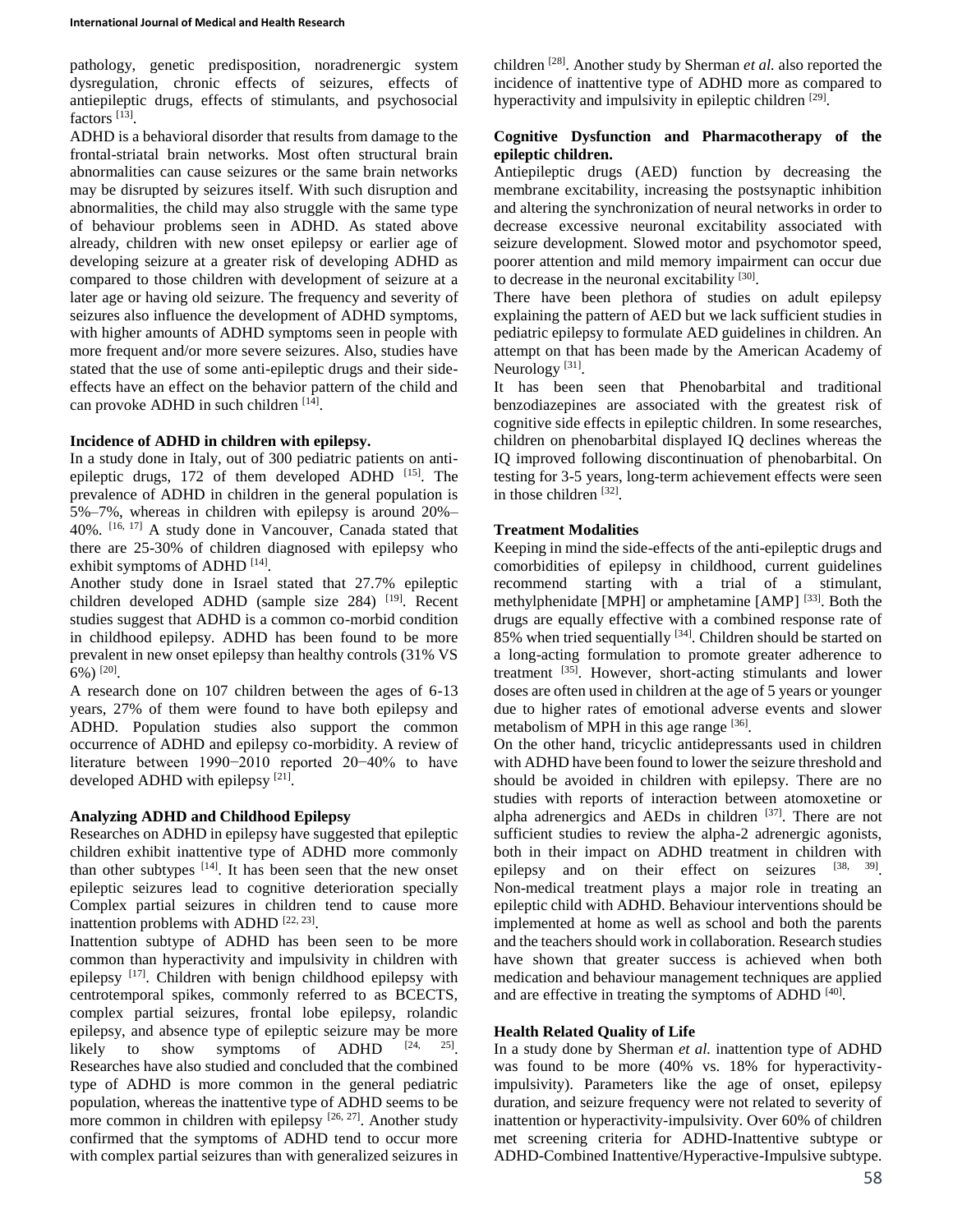pathology, genetic predisposition, noradrenergic system dysregulation, chronic effects of seizures, effects of antiepileptic drugs, effects of stimulants, and psychosocial factors [13].

ADHD is a behavioral disorder that results from damage to the frontal-striatal brain networks. Most often structural brain abnormalities can cause seizures or the same brain networks may be disrupted by seizures itself. With such disruption and abnormalities, the child may also struggle with the same type of behaviour problems seen in ADHD. As stated above already, children with new onset epilepsy or earlier age of developing seizure at a greater risk of developing ADHD as compared to those children with development of seizure at a later age or having old seizure. The frequency and severity of seizures also influence the development of ADHD symptoms, with higher amounts of ADHD symptoms seen in people with more frequent and/or more severe seizures. Also, studies have stated that the use of some anti-epileptic drugs and their side-effects have an effect on the behavior pattern of the child and can provoke ADHD in such children [14].

**Incidence of ADHD in children with epilepsy.**

In a study done in Italy, out of 300 pediatric patients on anti-epileptic drugs, 172 of them developed ADHD [15]. The prevalence of ADHD in children in the general population is 5%–7%, whereas in children with epilepsy is around 20%–40%. [16, 17] A study done in Vancouver, Canada stated that there are 25-30% of children diagnosed with epilepsy who exhibit symptoms of ADHD [14].

Another study done in Israel stated that 27.7% epileptic children developed ADHD (sample size 284) [19]. Recent studies suggest that ADHD is a common co-morbid condition in childhood epilepsy. ADHD has been found to be more prevalent in new onset epilepsy than healthy controls (31% VS 6%) [20].

A research done on 107 children between the ages of 6-13 years, 27% of them were found to have both epilepsy and ADHD. Population studies also support the common occurrence of ADHD and epilepsy co-morbidity. A review of literature between 1990−2010 reported 20−40% to have developed ADHD with epilepsy [21].

**Analyzing ADHD and Childhood Epilepsy**

Researches on ADHD in epilepsy have suggested that epileptic children exhibit inattentive type of ADHD more commonly than other subtypes [14]. It has been seen that the new onset epileptic seizures lead to cognitive deterioration specially Complex partial seizures in children tend to cause more inattention problems with ADHD [22, 23].

Inattention subtype of ADHD has been seen to be more common than hyperactivity and impulsivity in children with epilepsy [17]. Children with benign childhood epilepsy with centrotemporal spikes, commonly referred to as BCECTS, complex partial seizures, frontal lobe epilepsy, rolandic epilepsy, and absence type of epileptic seizure may be more likely to show symptoms of ADHD [24, 25]. Researches have also studied and concluded that the combined type of ADHD is more common in the general pediatric population, whereas the inattentive type of ADHD seems to be more common in children with epilepsy [26, 27]. Another study confirmed that the symptoms of ADHD tend to occur more with complex partial seizures than with generalized seizures in children [28]. Another study by Sherman *et al.* also reported the incidence of inattentive type of ADHD more as compared to hyperactivity and impulsivity in epileptic children [29].

**Cognitive Dysfunction and Pharmacotherapy of the epileptic children.**

Antiepileptic drugs (AED) function by decreasing the membrane excitability, increasing the postsynaptic inhibition and altering the synchronization of neural networks in order to decrease excessive neuronal excitability associated with seizure development. Slowed motor and psychomotor speed, poorer attention and mild memory impairment can occur due to decrease in the neuronal excitability [30].

There have been plethora of studies on adult epilepsy explaining the pattern of AED but we lack sufficient studies in pediatric epilepsy to formulate AED guidelines in children. An attempt on that has been made by the American Academy of Neurology [31].

It has been seen that Phenobarbital and traditional benzodiazepines are associated with the greatest risk of cognitive side effects in epileptic children. In some researches, children on phenobarbital displayed IQ declines whereas the IQ improved following discontinuation of phenobarbital. On testing for 3-5 years, long-term achievement effects were seen in those children [32].

**Treatment Modalities**

Keeping in mind the side-effects of the anti-epileptic drugs and comorbidities of epilepsy in childhood, current guidelines recommend starting with a trial of a stimulant, methylphenidate [MPH] or amphetamine [AMP] [33]. Both the drugs are equally effective with a combined response rate of 85% when tried sequentially [34]. Children should be started on a long-acting formulation to promote greater adherence to treatment [35]. However, short-acting stimulants and lower doses are often used in children at the age of 5 years or younger due to higher rates of emotional adverse events and slower metabolism of MPH in this age range [36].

On the other hand, tricyclic antidepressants used in children with ADHD have been found to lower the seizure threshold and should be avoided in children with epilepsy. There are no studies with reports of interaction between atomoxetine or alpha adrenergics and AEDs in children [37]. There are not sufficient studies to review the alpha-2 adrenergic agonists, both in their impact on ADHD treatment in children with epilepsy and on their effect on seizures [38, 39]. Non-medical treatment plays a major role in treating an epileptic child with ADHD. Behaviour interventions should be implemented at home as well as school and both the parents and the teachers should work in collaboration. Research studies have shown that greater success is achieved when both medication and behaviour management techniques are applied and are effective in treating the symptoms of ADHD [40].

**Health Related Quality of Life**

In a study done by Sherman *et al.* inattention type of ADHD was found to be more (40% vs. 18% for hyperactivity-impulsivity). Parameters like the age of onset, epilepsy duration, and seizure frequency were not related to severity of inattention or hyperactivity-impulsivity. Over 60% of children met screening criteria for ADHD-Inattentive subtype or ADHD-Combined Inattentive/Hyperactive-Impulsive subtype.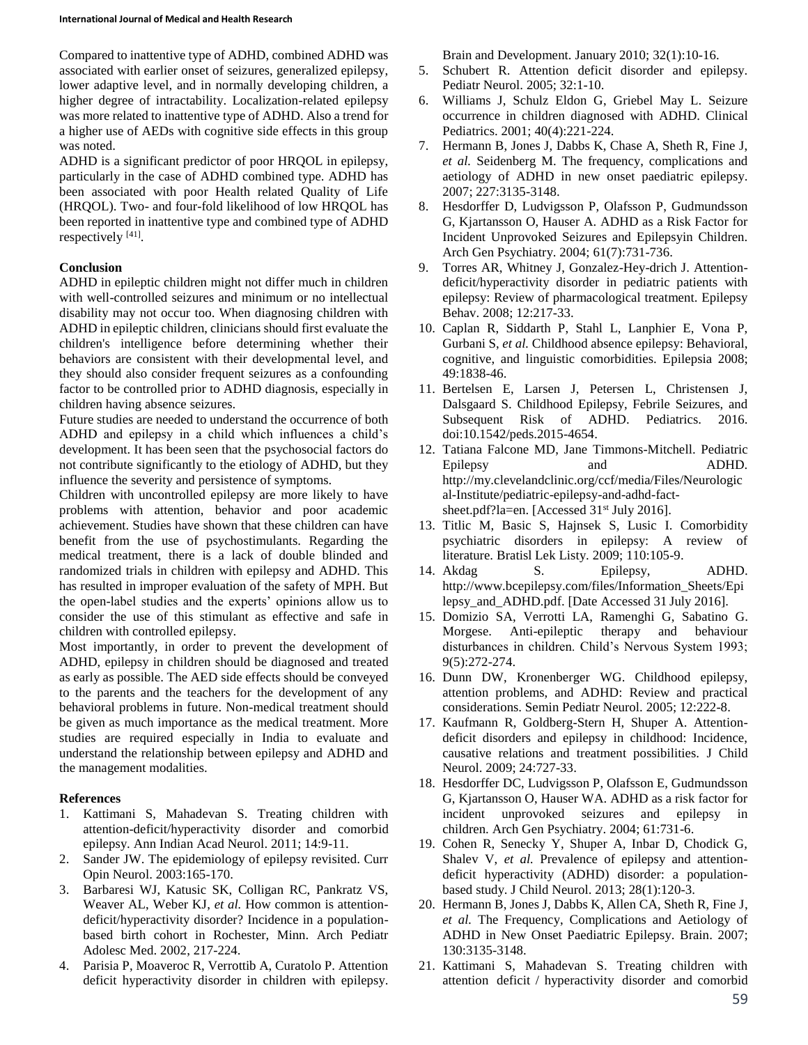Compared to inattentive type of ADHD, combined ADHD was associated with earlier onset of seizures, generalized epilepsy, lower adaptive level, and in normally developing children, a higher degree of intractability. Localization-related epilepsy was more related to inattentive type of ADHD. Also a trend for a higher use of AEDs with cognitive side effects in this group was noted.

ADHD is a significant predictor of poor HRQOL in epilepsy, particularly in the case of ADHD combined type. ADHD has been associated with poor Health related Quality of Life (HRQOL). Two- and four-fold likelihood of low HRQOL has been reported in inattentive type and combined type of ADHD respectively [41].

## Conclusion

ADHD in epileptic children might not differ much in children with well-controlled seizures and minimum or no intellectual disability may not occur too. When diagnosing children with ADHD in epileptic children, clinicians should first evaluate the children's intelligence before determining whether their behaviors are consistent with their developmental level, and they should also consider frequent seizures as a confounding factor to be controlled prior to ADHD diagnosis, especially in children having absence seizures.

Future studies are needed to understand the occurrence of both ADHD and epilepsy in a child which influences a child's development. It has been seen that the psychosocial factors do not contribute significantly to the etiology of ADHD, but they influence the severity and persistence of symptoms.

Children with uncontrolled epilepsy are more likely to have problems with attention, behavior and poor academic achievement. Studies have shown that these children can have benefit from the use of psychostimulants. Regarding the medical treatment, there is a lack of double blinded and randomized trials in children with epilepsy and ADHD. This has resulted in improper evaluation of the safety of MPH. But the open-label studies and the experts' opinions allow us to consider the use of this stimulant as effective and safe in children with controlled epilepsy.

Most importantly, in order to prevent the development of ADHD, epilepsy in children should be diagnosed and treated as early as possible. The AED side effects should be conveyed to the parents and the teachers for the development of any behavioral problems in future. Non-medical treatment should be given as much importance as the medical treatment. More studies are required especially in India to evaluate and understand the relationship between epilepsy and ADHD and the management modalities.

## References

1. Kattimani S, Mahadevan S. Treating children with attention-deficit/hyperactivity disorder and comorbid epilepsy. Ann Indian Acad Neurol. 2011; 14:9-11.
2. Sander JW. The epidemiology of epilepsy revisited. Curr Opin Neurol. 2003:165-170.
3. Barbaresi WJ, Katusic SK, Colligan RC, Pankratz VS, Weaver AL, Weber KJ, *et al.* How common is attention-deficit/hyperactivity disorder? Incidence in a population-based birth cohort in Rochester, Minn. Arch Pediatr Adolesc Med. 2002, 217-224.
4. Parisia P, Moaveroc R, Verrottib A, Curatolo P. Attention deficit hyperactivity disorder in children with epilepsy. Brain and Development. January 2010; 32(1):10-16.
5. Schubert R. Attention deficit disorder and epilepsy. Pediatr Neurol. 2005; 32:1-10.
6. Williams J, Schulz Eldon G, Griebel May L. Seizure occurrence in children diagnosed with ADHD. Clinical Pediatrics. 2001; 40(4):221-224.
7. Hermann B, Jones J, Dabbs K, Chase A, Sheth R, Fine J, *et al.* Seidenberg M. The frequency, complications and aetiology of ADHD in new onset paediatric epilepsy. 2007; 227:3135-3148.
8. Hesdorffer D, Ludvigsson P, Olafsson P, Gudmundsson G, Kjartansson O, Hauser A. ADHD as a Risk Factor for Incident Unprovoked Seizures and Epilepsyin Children. Arch Gen Psychiatry. 2004; 61(7):731-736.
9. Torres AR, Whitney J, Gonzalez-Hey-drich J. Attention-deficit/hyperactivity disorder in pediatric patients with epilepsy: Review of pharmacological treatment. Epilepsy Behav. 2008; 12:217-33.
10. Caplan R, Siddarth P, Stahl L, Lanphier E, Vona P, Gurbani S, *et al.* Childhood absence epilepsy: Behavioral, cognitive, and linguistic comorbidities. Epilepsia 2008; 49:1838-46.
11. Bertelsen E, Larsen J, Petersen L, Christensen J, Dalsgaard S. Childhood Epilepsy, Febrile Seizures, and Subsequent Risk of ADHD. Pediatrics. 2016. doi:10.1542/peds.2015-4654.
12. Tatiana Falcone MD, Jane Timmons-Mitchell. Pediatric Epilepsy and ADHD. http://my.clevelandclinic.org/ccf/media/Files/Neurological-Institute/pediatric-epilepsy-and-adhd-fact-sheet.pdf?la=en. [Accessed 31st July 2016].
13. Titlic M, Basic S, Hajnsek S, Lusic I. Comorbidity psychiatric disorders in epilepsy: A review of literature. Bratisl Lek Listy. 2009; 110:105-9.
14. Akdag S. Epilepsy, ADHD. http://www.bcepilepsy.com/files/Information_Sheets/Epilepsy_and_ADHD.pdf. [Date Accessed 31 July 2016].
15. Domizio SA, Verrotti LA, Ramenghi G, Sabatino G. Morgese. Anti-epileptic therapy and behaviour disturbances in children. Child's Nervous System 1993; 9(5):272-274.
16. Dunn DW, Kronenberger WG. Childhood epilepsy, attention problems, and ADHD: Review and practical considerations. Semin Pediatr Neurol. 2005; 12:222-8.
17. Kaufmann R, Goldberg-Stern H, Shuper A. Attention-deficit disorders and epilepsy in childhood: Incidence, causative relations and treatment possibilities. J Child Neurol. 2009; 24:727-33.
18. Hesdorffer DC, Ludvigsson P, Olafsson E, Gudmundsson G, Kjartansson O, Hauser WA. ADHD as a risk factor for incident unprovoked seizures and epilepsy in children. Arch Gen Psychiatry. 2004; 61:731-6.
19. Cohen R, Senecky Y, Shuper A, Inbar D, Chodick G, Shalev V, *et al.* Prevalence of epilepsy and attention-deficit hyperactivity (ADHD) disorder: a population-based study. J Child Neurol. 2013; 28(1):120-3.
20. Hermann B, Jones J, Dabbs K, Allen CA, Sheth R, Fine J, *et al.* The Frequency, Complications and Aetiology of ADHD in New Onset Paediatric Epilepsy. Brain. 2007; 130:3135-3148.
21. Kattimani S, Mahadevan S. Treating children with attention deficit / hyperactivity disorder and comorbid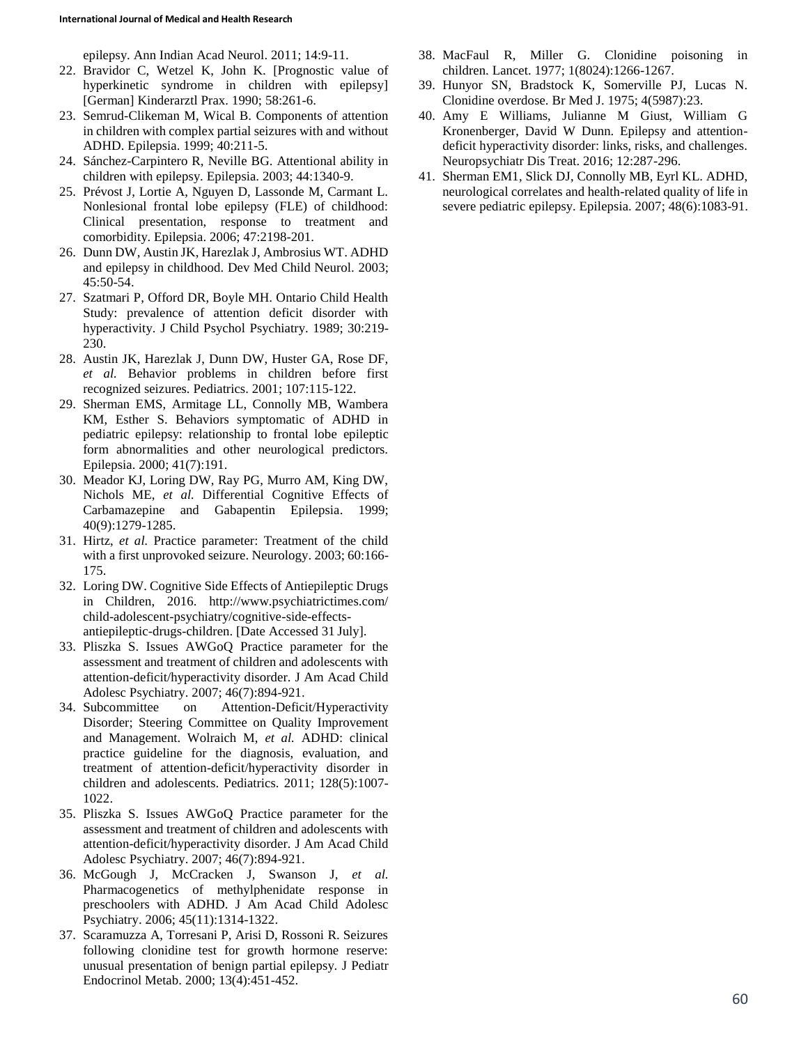epilepsy. Ann Indian Acad Neurol. 2011; 14:9-11.

22. Bravidor C, Wetzel K, John K. [Prognostic value of hyperkinetic syndrome in children with epilepsy] [German] Kinderarztl Prax. 1990; 58:261-6.
23. Semrud-Clikeman M, Wical B. Components of attention in children with complex partial seizures with and without ADHD. Epilepsia. 1999; 40:211-5.
24. Sánchez-Carpintero R, Neville BG. Attentional ability in children with epilepsy. Epilepsia. 2003; 44:1340-9.
25. Prévost J, Lortie A, Nguyen D, Lassonde M, Carmant L. Nonlesional frontal lobe epilepsy (FLE) of childhood: Clinical presentation, response to treatment and comorbidity. Epilepsia. 2006; 47:2198-201.
26. Dunn DW, Austin JK, Harezlak J, Ambrosius WT. ADHD and epilepsy in childhood. Dev Med Child Neurol. 2003; 45:50-54.
27. Szatmari P, Offord DR, Boyle MH. Ontario Child Health Study: prevalence of attention deficit disorder with hyperactivity. J Child Psychol Psychiatry. 1989; 30:219-230.
28. Austin JK, Harezlak J, Dunn DW, Huster GA, Rose DF, *et al.* Behavior problems in children before first recognized seizures. Pediatrics. 2001; 107:115-122.
29. Sherman EMS, Armitage LL, Connolly MB, Wambera KM, Esther S. Behaviors symptomatic of ADHD in pediatric epilepsy: relationship to frontal lobe epileptic form abnormalities and other neurological predictors. Epilepsia. 2000; 41(7):191.
30. Meador KJ, Loring DW, Ray PG, Murro AM, King DW, Nichols ME, *et al.* Differential Cognitive Effects of Carbamazepine and Gabapentin Epilepsia. 1999; 40(9):1279-1285.
31. Hirtz, *et al.* Practice parameter: Treatment of the child with a first unprovoked seizure. Neurology. 2003; 60:166-175.
32. Loring DW. Cognitive Side Effects of Antiepileptic Drugs in Children, 2016. http://www.psychiatrictimes.com/child-adolescent-psychiatry/cognitive-side-effects-antiepileptic-drugs-children. [Date Accessed 31 July].
33. Pliszka S. Issues AWGoQ Practice parameter for the assessment and treatment of children and adolescents with attention-deficit/hyperactivity disorder. J Am Acad Child Adolesc Psychiatry. 2007; 46(7):894-921.
34. Subcommittee on Attention-Deficit/Hyperactivity Disorder; Steering Committee on Quality Improvement and Management. Wolraich M, *et al.* ADHD: clinical practice guideline for the diagnosis, evaluation, and treatment of attention-deficit/hyperactivity disorder in children and adolescents. Pediatrics. 2011; 128(5):1007-1022.
35. Pliszka S. Issues AWGoQ Practice parameter for the assessment and treatment of children and adolescents with attention-deficit/hyperactivity disorder. J Am Acad Child Adolesc Psychiatry. 2007; 46(7):894-921.
36. McGough J, McCracken J, Swanson J, *et al.* Pharmacogenetics of methylphenidate response in preschoolers with ADHD. J Am Acad Child Adolesc Psychiatry. 2006; 45(11):1314-1322.
37. Scaramuzza A, Torresani P, Arisi D, Rossoni R. Seizures following clonidine test for growth hormone reserve: unusual presentation of benign partial epilepsy. J Pediatr Endocrinol Metab. 2000; 13(4):451-452.
38. MacFaul R, Miller G. Clonidine poisoning in children. Lancet. 1977; 1(8024):1266-1267.
39. Hunyor SN, Bradstock K, Somerville PJ, Lucas N. Clonidine overdose. Br Med J. 1975; 4(5987):23.
40. Amy E Williams, Julianne M Giust, William G Kronenberger, David W Dunn. Epilepsy and attention-deficit hyperactivity disorder: links, risks, and challenges. Neuropsychiatr Dis Treat. 2016; 12:287-296.
41. Sherman EM1, Slick DJ, Connolly MB, Eyrl KL. ADHD, neurological correlates and health-related quality of life in severe pediatric epilepsy. Epilepsia. 2007; 48(6):1083-91.